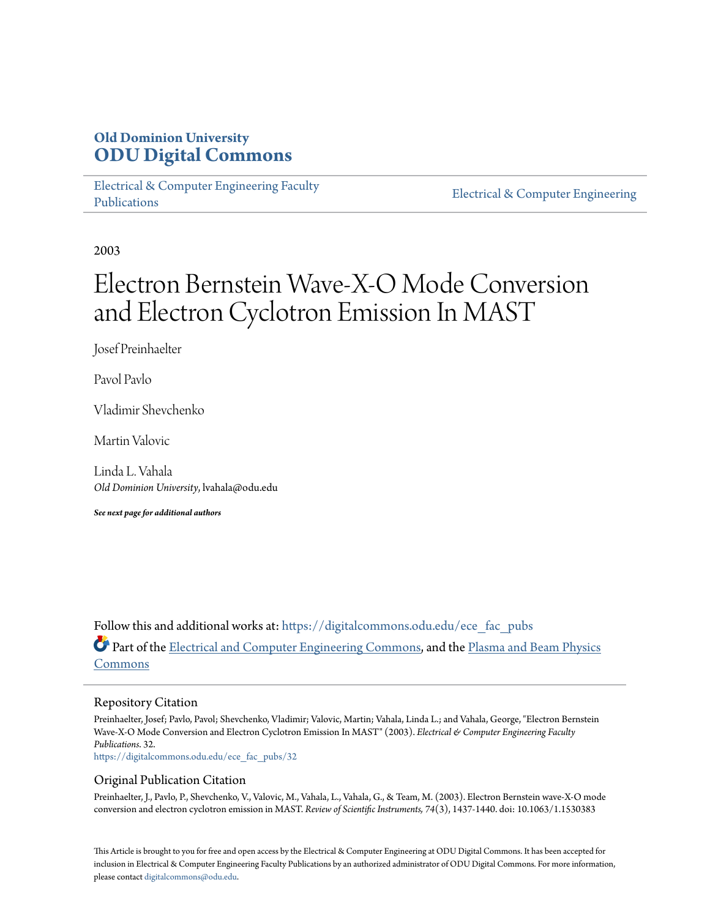**Old Dominion University**
**ODU Digital Commons**

Electrical & Computer Engineering Faculty Publications

Electrical & Computer Engineering

2003

# Electron Bernstein Wave-X-O Mode Conversion and Electron Cyclotron Emission In MAST

Josef Preinhaelter

Pavol Pavlo

Vladimir Shevchenko

Martin Valovic

Linda L. Vahala
*Old Dominion University*, lvahala@odu.edu

***See next page for additional authors***

Follow this and additional works at: https://digitalcommons.odu.edu/ece_fac_pubs

Part of the Electrical and Computer Engineering Commons, and the Plasma and Beam Physics Commons

## Repository Citation

Preinhaelter, Josef; Pavlo, Pavol; Shevchenko, Vladimir; Valovic, Martin; Vahala, Linda L.; and Vahala, George, "Electron Bernstein Wave-X-O Mode Conversion and Electron Cyclotron Emission In MAST" (2003). *Electrical & Computer Engineering Faculty Publications*. 32.
https://digitalcommons.odu.edu/ece_fac_pubs/32

## Original Publication Citation

Preinhaelter, J., Pavlo, P., Shevchenko, V., Valovic, M., Vahala, L., Vahala, G., & Team, M. (2003). Electron Bernstein wave-X-O mode conversion and electron cyclotron emission in MAST. *Review of Scientific Instruments, 74*(3), 1437-1440. doi: 10.1063/1.1530383

This Article is brought to you for free and open access by the Electrical & Computer Engineering at ODU Digital Commons. It has been accepted for inclusion in Electrical & Computer Engineering Faculty Publications by an authorized administrator of ODU Digital Commons. For more information, please contact digitalcommons@odu.edu.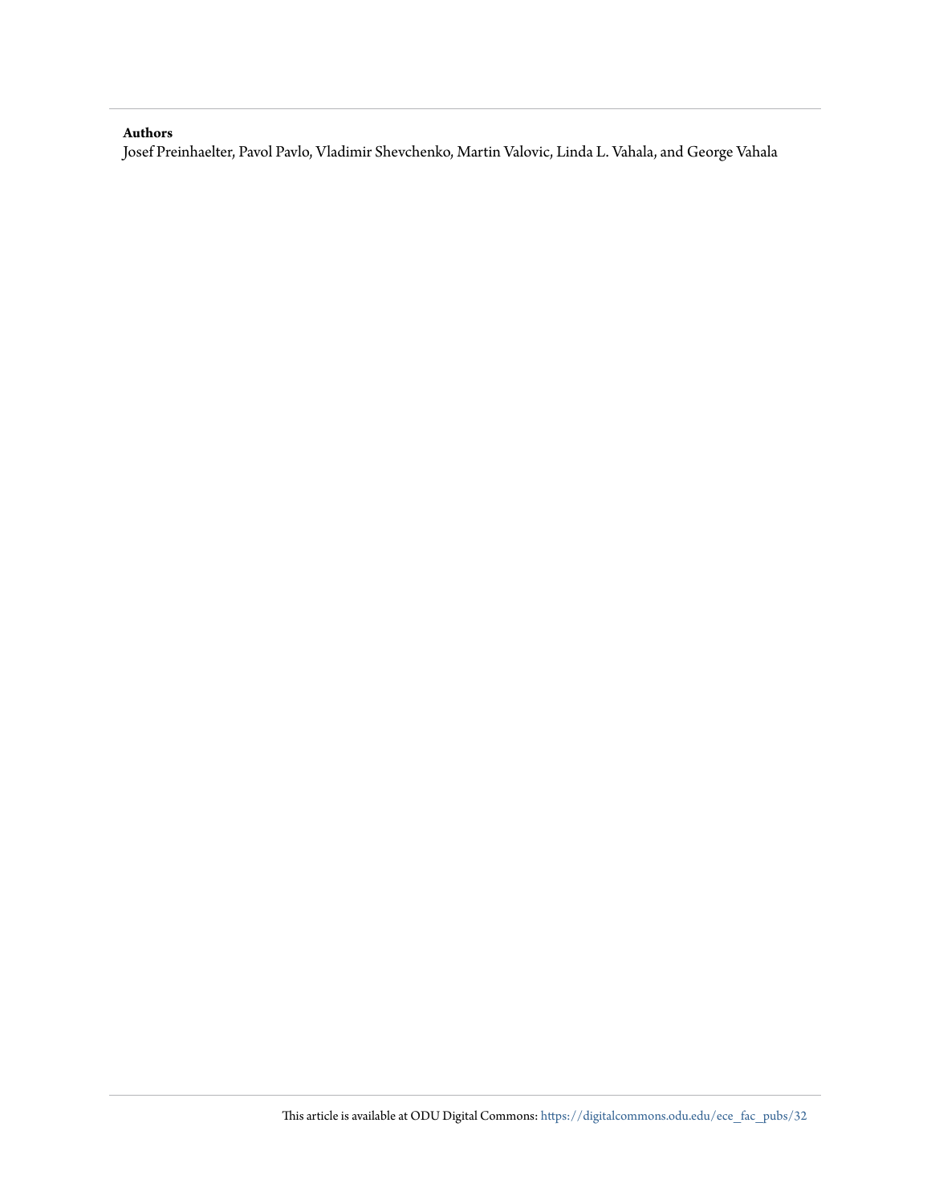**Authors**

Josef Preinhaelter, Pavol Pavlo, Vladimir Shevchenko, Martin Valovic, Linda L. Vahala, and George Vahala

This article is available at ODU Digital Commons: https://digitalcommons.odu.edu/ece_fac_pubs/32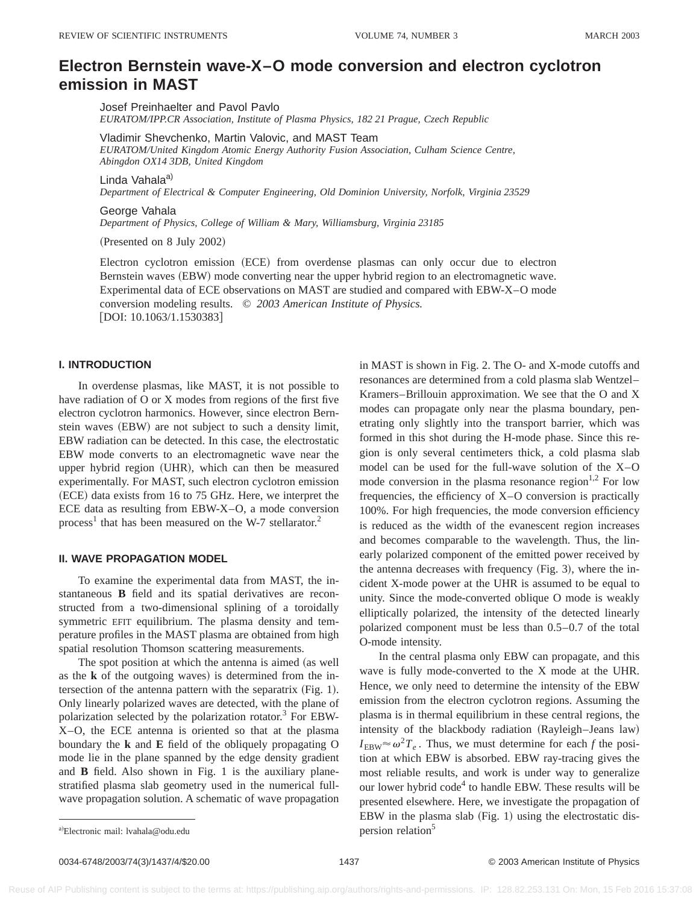# Electron Bernstein wave-X–O mode conversion and electron cyclotron emission in MAST

Josef Preinhaelter and Pavol Pavlo
*EURATOM/IPP.CR Association, Institute of Plasma Physics, 182 21 Prague, Czech Republic*

Vladimir Shevchenko, Martin Valovic, and MAST Team
*EURATOM/United Kingdom Atomic Energy Authority Fusion Association, Culham Science Centre, Abingdon OX14 3DB, United Kingdom*

Linda Vahala[a)]
*Department of Electrical & Computer Engineering, Old Dominion University, Norfolk, Virginia 23529*

George Vahala
*Department of Physics, College of William & Mary, Williamsburg, Virginia 23185*

(Presented on 8 July 2002)

Electron cyclotron emission (ECE) from overdense plasmas can only occur due to electron Bernstein waves (EBW) mode converting near the upper hybrid region to an electromagnetic wave. Experimental data of ECE observations on MAST are studied and compared with EBW-X–O mode conversion modeling results. © *2003 American Institute of Physics.* [DOI: 10.1063/1.1530383]

## I. INTRODUCTION

In overdense plasmas, like MAST, it is not possible to have radiation of O or X modes from regions of the first five electron cyclotron harmonics. However, since electron Bernstein waves (EBW) are not subject to such a density limit, EBW radiation can be detected. In this case, the electrostatic EBW mode converts to an electromagnetic wave near the upper hybrid region (UHR), which can then be measured experimentally. For MAST, such electron cyclotron emission (ECE) data exists from 16 to 75 GHz. Here, we interpret the ECE data as resulting from EBW-X–O, a mode conversion process[1] that has been measured on the W-7 stellarator.[2]

## II. WAVE PROPAGATION MODEL

To examine the experimental data from MAST, the instantaneous **B** field and its spatial derivatives are reconstructed from a two-dimensional splining of a toroidally symmetric EFIT equilibrium. The plasma density and temperature profiles in the MAST plasma are obtained from high spatial resolution Thomson scattering measurements.

The spot position at which the antenna is aimed (as well as the **k** of the outgoing waves) is determined from the intersection of the antenna pattern with the separatrix (Fig. 1). Only linearly polarized waves are detected, with the plane of polarization selected by the polarization rotator.[3] For EBW-X–O, the ECE antenna is oriented so that at the plasma boundary the **k** and **E** field of the obliquely propagating O mode lie in the plane spanned by the edge density gradient and **B** field. Also shown in Fig. 1 is the auxiliary plane-stratified plasma slab geometry used in the numerical full-wave propagation solution. A schematic of wave propagation in MAST is shown in Fig. 2. The O- and X-mode cutoffs and resonances are determined from a cold plasma slab Wentzel–Kramers–Brillouin approximation. We see that the O and X modes can propagate only near the plasma boundary, penetrating only slightly into the transport barrier, which was formed in this shot during the H-mode phase. Since this region is only several centimeters thick, a cold plasma slab model can be used for the full-wave solution of the X–O mode conversion in the plasma resonance region[1,2] For low frequencies, the efficiency of X–O conversion is practically 100%. For high frequencies, the mode conversion efficiency is reduced as the width of the evanescent region increases and becomes comparable to the wavelength. Thus, the linearly polarized component of the emitted power received by the antenna decreases with frequency (Fig. 3), where the incident X-mode power at the UHR is assumed to be equal to unity. Since the mode-converted oblique O mode is weakly elliptically polarized, the intensity of the detected linearly polarized component must be less than 0.5–0.7 of the total O-mode intensity.

In the central plasma only EBW can propagate, and this wave is fully mode-converted to the X mode at the UHR. Hence, we only need to determine the intensity of the EBW emission from the electron cyclotron regions. Assuming the plasma is in thermal equilibrium in these central regions, the intensity of the blackbody radiation (Rayleigh–Jeans law) $I_{\mathrm{EBW}} \approx \omega^2 T_e$. Thus, we must determine for each $f$ the position at which EBW is absorbed. EBW ray-tracing gives the most reliable results, and work is under way to generalize our lower hybrid code[4] to handle EBW. These results will be presented elsewhere. Here, we investigate the propagation of EBW in the plasma slab (Fig. 1) using the electrostatic dispersion relation[5]

[a)]Electronic mail: lvahala@odu.edu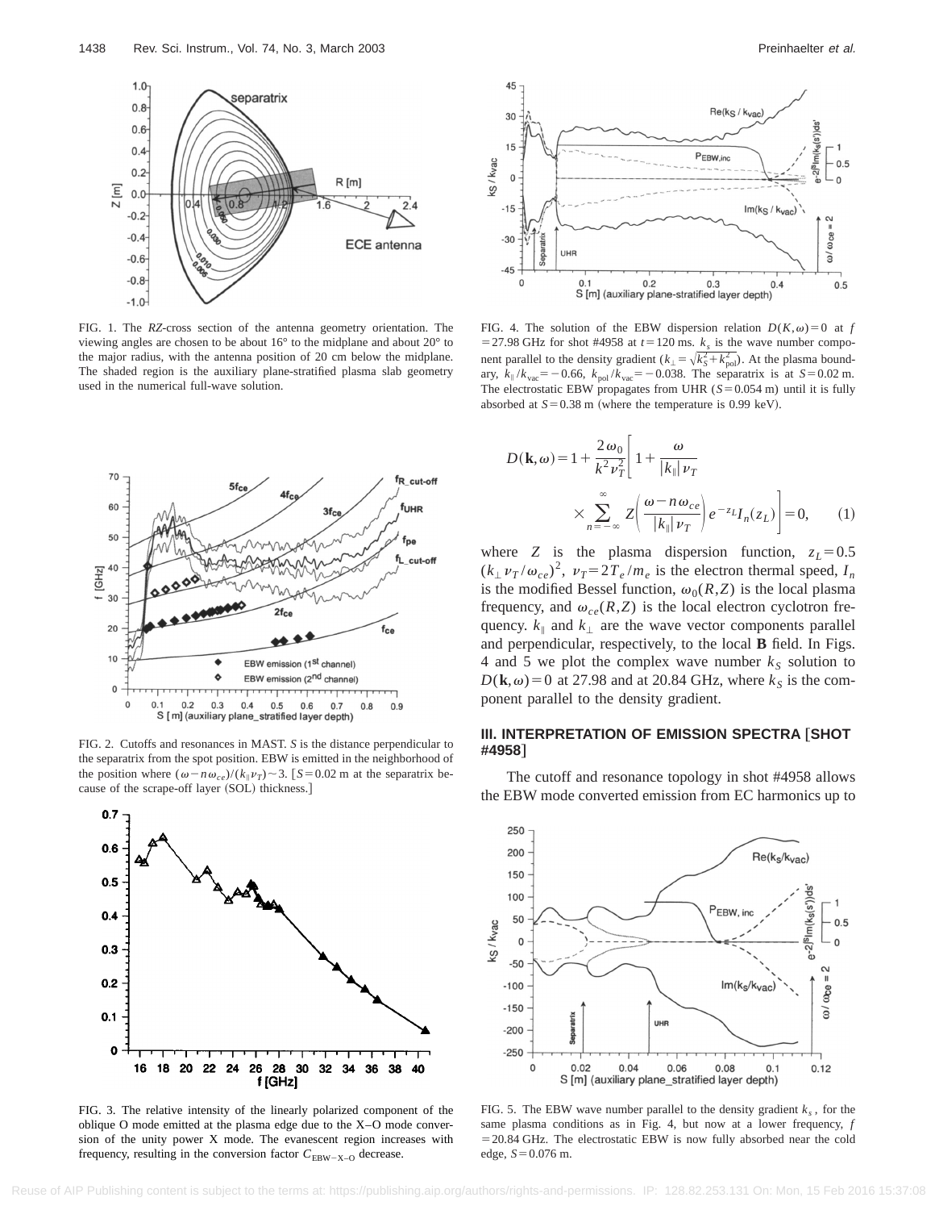1.0
separatrix
0.8
0.6
0.4
0.2
Z [m]
0.0
0.4
0.8
1.2
1.6
2
2.4
R [m]
-0.2
-0.4
-0.6
-0.8
-1.0
0.050
0.030
0.010
0.005
ECE antenna

FIG. 1. The *RZ*-cross section of the antenna geometry orientation. The viewing angles are chosen to be about 16° to the midplane and about 20° to the major radius, with the antenna position of 20 cm below the midplane. The shaded region is the auxiliary plane-stratified plasma slab geometry used in the numerical full-wave solution.

70
60
50
40
30
20
10
0
f [GHz]
5fce
4fce
3fce
2fce
fce
fR_cut-off
fUHR
fpe
fL_cut-off
EBW emission (1st channel)
EBW emission (2nd channel)
0
0.1
0.2
0.3
0.4
0.5
0.6
0.7
0.8
0.9
S [m] (auxiliary plane_stratified layer depth)

FIG. 2. Cutoffs and resonances in MAST. *S* is the distance perpendicular to the separatrix from the spot position. EBW is emitted in the neighborhood of the position where $(\omega - n\omega_{ce})/(k_\parallel v_T) \sim 3$. [$S = 0.02$ m at the separatrix because of the scrape-off layer (SOL) thickness.]

0.7
0.6
0.5
0.4
0.3
0.2
0.1
0
16
18
20
22
24
26
28
30
32
34
36
38
40
f [GHz]

FIG. 3. The relative intensity of the linearly polarized component of the oblique O mode emitted at the plasma edge due to the X–O mode conversion of the unity power X mode. The evanescent region increases with frequency, resulting in the conversion factor $C_{\mathrm{EBW-X-O}}$ decrease.

45
30
15
0
-15
-30
-45
kS / kvac
Re(kS / kvac)
PEBW,inc
Im(kS / kvac)
e^{-2∫Im(kS(s'))ds'}
1
0.5
0
ω / ωce = 2
Separatrix
UHR
0
0.1
0.2
0.3
0.4
0.5
S [m] (auxiliary plane-stratified layer depth)

FIG. 4. The solution of the EBW dispersion relation $D(K,\omega)=0$ at $f = 27.98$ GHz for shot #4958 at $t = 120$ ms. $k_s$ is the wave number component parallel to the density gradient ($k_\perp = \sqrt{k_S^2 + k_{\mathrm{pol}}^2}$). At the plasma boundary, $k_\parallel/k_{\mathrm{vac}} = -0.66$, $k_{\mathrm{pol}}/k_{\mathrm{vac}} = -0.038$. The separatrix is at $S = 0.02$ m. The electrostatic EBW ($S = 0.054$ m) propagates from UHR until it is fully absorbed at $S = 0.38$ m (where the temperature is 0.99 keV).

$$D(\mathbf{k},\omega) = 1 + \frac{2\omega_0}{k^2 v_T^2}\left[1 + \frac{\omega}{|k_\parallel| v_T} \times \sum_{n=-\infty}^{\infty} Z\left(\frac{\omega - n\omega_{ce}}{|k_\parallel| v_T}\right) e^{-z_L} I_n(z_L)\right] = 0, \qquad (1)$$

where $Z$ is the plasma dispersion function, $z_L = 0.5\,(k_\perp v_T/\omega_{ce})^2$, $v_T = 2T_e/m_e$ is the electron thermal speed, $I_n$ is the modified Bessel function, $\omega_0(R,Z)$ is the local plasma frequency, and $\omega_{ce}(R,Z)$ is the local electron cyclotron frequency. $k_\parallel$ and $k_\perp$ are the wave vector components parallel and perpendicular, respectively, to the local **B** field. In Figs. 4 and 5 we plot the complex wave number $k_S$ solution to $D(\mathbf{k},\omega)=0$ at 27.98 and at 20.84 GHz, where $k_S$ is the component parallel to the density gradient.

### III. INTERPRETATION OF EMISSION SPECTRA [SHOT #4958]

The cutoff and resonance topology in shot #4958 allows the EBW mode converted emission from EC harmonics up to

250
200
150
100
50
0
-50
-100
-150
-200
-250
kS / kvac
Re(kS/kvac)
PEBW, inc
Im(kS/kvac)
e^{-2∫Im(kS(s'))ds'}
1
0.5
0
ω / ωce = 2
Separatrix
UHR
0
0.02
0.04
0.06
0.08
0.1
0.12
S [m] (auxiliary plane_stratified layer depth)

FIG. 5. The EBW wave number parallel to the density gradient $k_s$, for the same plasma conditions as in Fig. 4, but now at a lower frequency, $f = 20.84$ GHz. The electrostatic EBW is now fully absorbed near the cold edge, $S = 0.076$ m.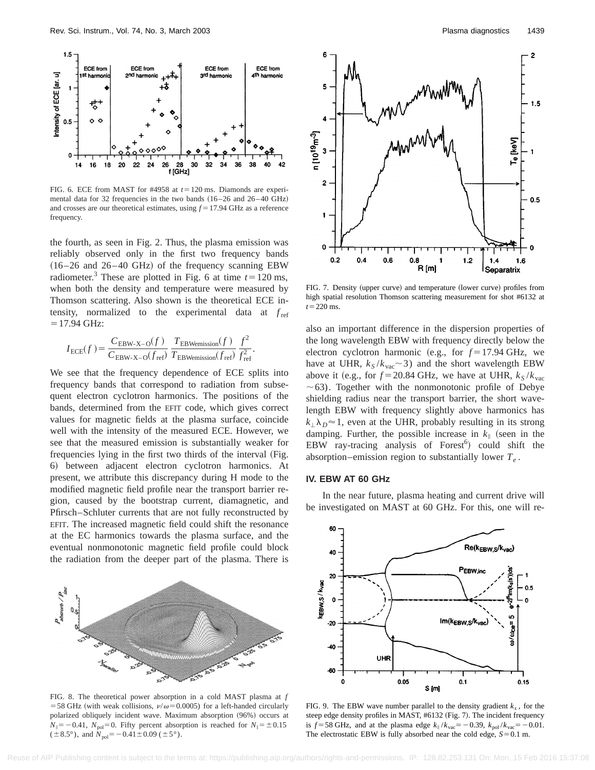Intensity of ECE [ar. u]

ECE from 1st harmonic

ECE from 2nd harmonic

ECE from 3rd harmonic

ECE from 4th harmonic

f [GHz]

FIG. 6. ECE from MAST for #4958 at $t = 120$ ms. Diamonds are experimental data for 32 frequencies in the two bands (16–26 and 26–40 GHz) and crosses are our theoretical estimates, using $f = 17.94$ GHz as a reference frequency.

the fourth, as seen in Fig. 2. Thus, the plasma emission was reliably observed only in the first two frequency bands (16–26 and 26–40 GHz) of the frequency scanning EBW radiometer.[3] These are plotted in Fig. 6 at time $t = 120$ ms, when both the density and temperature were measured by Thomson scattering. Also shown is the theoretical ECE intensity, normalized to the experimental data at $f_{\rm ref} = 17.94$ GHz:

$$I_{\rm ECE}(f) = \frac{C_{\rm EBW\text{-}X\text{-}O}(f)}{C_{\rm EBW\text{-}X\text{-}O}(f_{\rm ref})} \frac{T_{\rm EBWemission}(f)}{T_{\rm EBWemission}(f_{\rm ref})} \frac{f^2}{f_{\rm ref}^2}.$$

We see that the frequency dependence of ECE splits into frequency bands that correspond to radiation from subsequent electron cyclotron harmonics. The positions of the bands, determined from the EFIT code, which gives correct values for magnetic fields at the plasma surface, coincide well with the intensity of the measured ECE. However, we see that the measured emission is substantially weaker for frequencies lying in the first two thirds of the interval (Fig. 6) between adjacent electron cyclotron harmonics. At present, we attribute this discrepancy during H mode to the modified magnetic field profile near the transport barrier region, caused by the bootstrap current, diamagnetic, and Pfirsch–Schluter currents that are not fully reconstructed by EFIT. The increased magnetic field could shift the resonance at the EC harmonics towards the plasma surface, and the eventual nonmonotonic magnetic field profile could block the radiation from the deeper part of the plasma. There is also an important difference in the dispersion properties of the long wavelength EBW with frequency directly below the electron cyclotron harmonic (e.g., for $f = 17.94$ GHz, we have at UHR, $k_S/k_{\rm vac} \sim 3$) and the short wavelength EBW above it (e.g., for $f = 20.84$ GHz, we have at UHR, $k_S/k_{\rm vac} \sim 63$). Together with the nonmonotonic profile of Debye shielding radius near the transport barrier, the short wavelength EBW with frequency slightly above harmonics has $k_\perp \lambda_D \approx 1$, even at the UHR, probably resulting in its strong damping. Further, the possible increase in $k_\parallel$ (seen in the EBW ray-tracing analysis of Forest[6]) could shift the absorption–emission region to substantially lower $T_e$.

n [$10^{19}$m$^{-3}$]

$T_e$ [keV]

R [m]

Separatrix

FIG. 7. Density (upper curve) and temperature (lower curve) profiles from high spatial resolution Thomson scattering measurement for shot #6132 at $t = 220$ ms.

## IV. EBW AT 60 GHz

In the near future, plasma heating and current drive will be investigated on MAST at 60 GHz. For this, one will re-

$P_{absorb}/P_{inc}$

$N_{parallel}$

$N_{pol}$

FIG. 8. The theoretical power absorption in a cold MAST plasma at $f = 58$ GHz (with weak collisions, $\nu/\omega = 0.0005$) for a left-handed circularly polarized obliquely incident wave. Maximum absorption (96%) occurs at $N_\parallel = -0.41$, $N_{\rm pol} = 0$. Fifty percent absorption is reached for $N_\parallel = \pm 0.15$ ($\pm 8.5°$), and $N_{\rm pol} = -0.41 \pm 0.09$ ($\pm 5°$).

$k_{EBW,S}/k_{vac}$

Re($k_{EBW,S}/k_{vac}$)

$P_{EBW,inc}$

Im($k_{EBW,S}/k_{vac}$)

$\omega/\omega_{ce} = 5$

$e^{-2\int^S {\rm Im}(k_s(s'))ds'}$

UHR

S [m]

FIG. 9. The EBW wave number parallel to the density gradient $k_s$, for the steep edge density profiles in MAST, #6132 (Fig. 7). The incident frequency is $f = 58$ GHz, and at the plasma edge $k_\parallel/k_{\rm vac} = -0.39$, $k_{\rm pol}/k_{\rm vac} = -0.01$. The electrostatic EBW is fully absorbed near the cold edge, $S = 0.1$ m.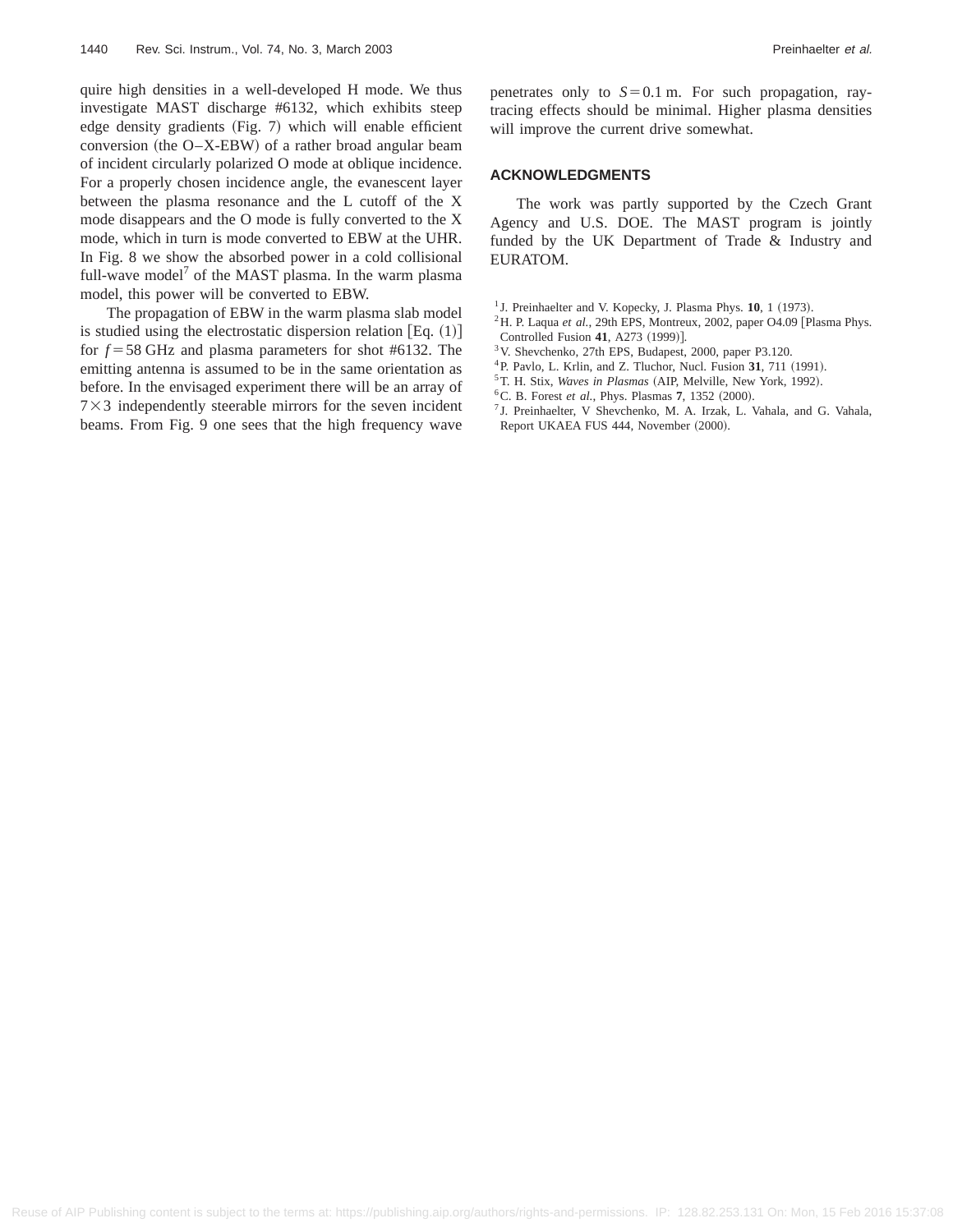quire high densities in a well-developed H mode. We thus investigate MAST discharge #6132, which exhibits steep edge density gradients (Fig. 7) which will enable efficient conversion (the O–X-EBW) of a rather broad angular beam of incident circularly polarized O mode at oblique incidence. For a properly chosen incidence angle, the evanescent layer between the plasma resonance and the L cutoff of the X mode disappears and the O mode is fully converted to the X mode, which in turn is mode converted to EBW at the UHR. In Fig. 8 we show the absorbed power in a cold collisional full-wave model[7] of the MAST plasma. In the warm plasma model, this power will be converted to EBW.

The propagation of EBW in the warm plasma slab model is studied using the electrostatic dispersion relation [Eq. (1)] for $f = 58$ GHz and plasma parameters for shot #6132. The emitting antenna is assumed to be in the same orientation as before. In the envisaged experiment there will be an array of $7\times3$ independently steerable mirrors for the seven incident beams. From Fig. 9 one sees that the high frequency wave penetrates only to $S = 0.1$ m. For such propagation, ray-tracing effects should be minimal. Higher plasma densities will improve the current drive somewhat.

## ACKNOWLEDGMENTS

The work was partly supported by the Czech Grant Agency and U.S. DOE. The MAST program is jointly funded by the UK Department of Trade & Industry and EURATOM.

[1] J. Preinhaelter and V. Kopecky, J. Plasma Phys. **10**, 1 (1973).
[2] H. P. Laqua *et al.*, 29th EPS, Montreux, 2002, paper O4.09 [Plasma Phys. Controlled Fusion **41**, A273 (1999)].
[3] V. Shevchenko, 27th EPS, Budapest, 2000, paper P3.120.
[4] P. Pavlo, L. Krlin, and Z. Tluchor, Nucl. Fusion **31**, 711 (1991).
[5] T. H. Stix, *Waves in Plasmas* (AIP, Melville, New York, 1992).
[6] C. B. Forest *et al.*, Phys. Plasmas **7**, 1352 (2000).
[7] J. Preinhaelter, V Shevchenko, M. A. Irzak, L. Vahala, and G. Vahala, Report UKAEA FUS 444, November (2000).